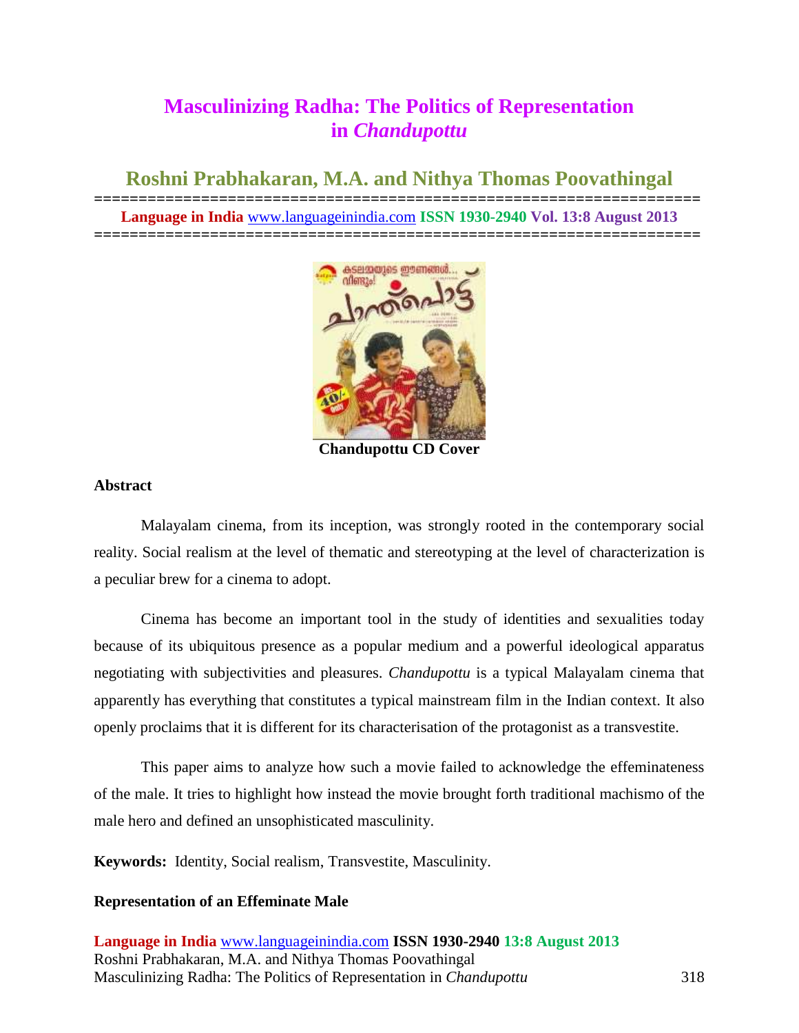# Masculinizing Radha: The Politics of Representation in *Chandupottu*

## Roshni Prabhakaran, M.A. and Nithya Thomas Poovathingal

Chandupottu CD Cover

### Abstract

Malayalam cinema, from its inception, was strongly rooted in the contemporary social reality. Social realism at the level of thematic and stereotyping at the level of characterization is a peculiar brew for a cinema to adopt.

Cinema has become an important tool in the study of identities and sexualities today because of its ubiquitous presence as a popular medium and a powerful ideological apparatus negotiating with subjectivities and pleasures. *Chandupottu* is a typical Malayalam cinema that apparently has everything that constitutes a typical mainstream film in the Indian context. It also openly proclaims that it is different for its characterisation of the protagonist as a transvestite.

This paper aims to analyze how such a movie failed to acknowledge the effeminateness of the male. It tries to highlight how instead the movie brought forth traditional machismo of the male hero and defined an unsophisticated masculinity.

**Keywords:** Identity, Social realism, Transvestite, Masculinity.

### Representation of an Effeminate Male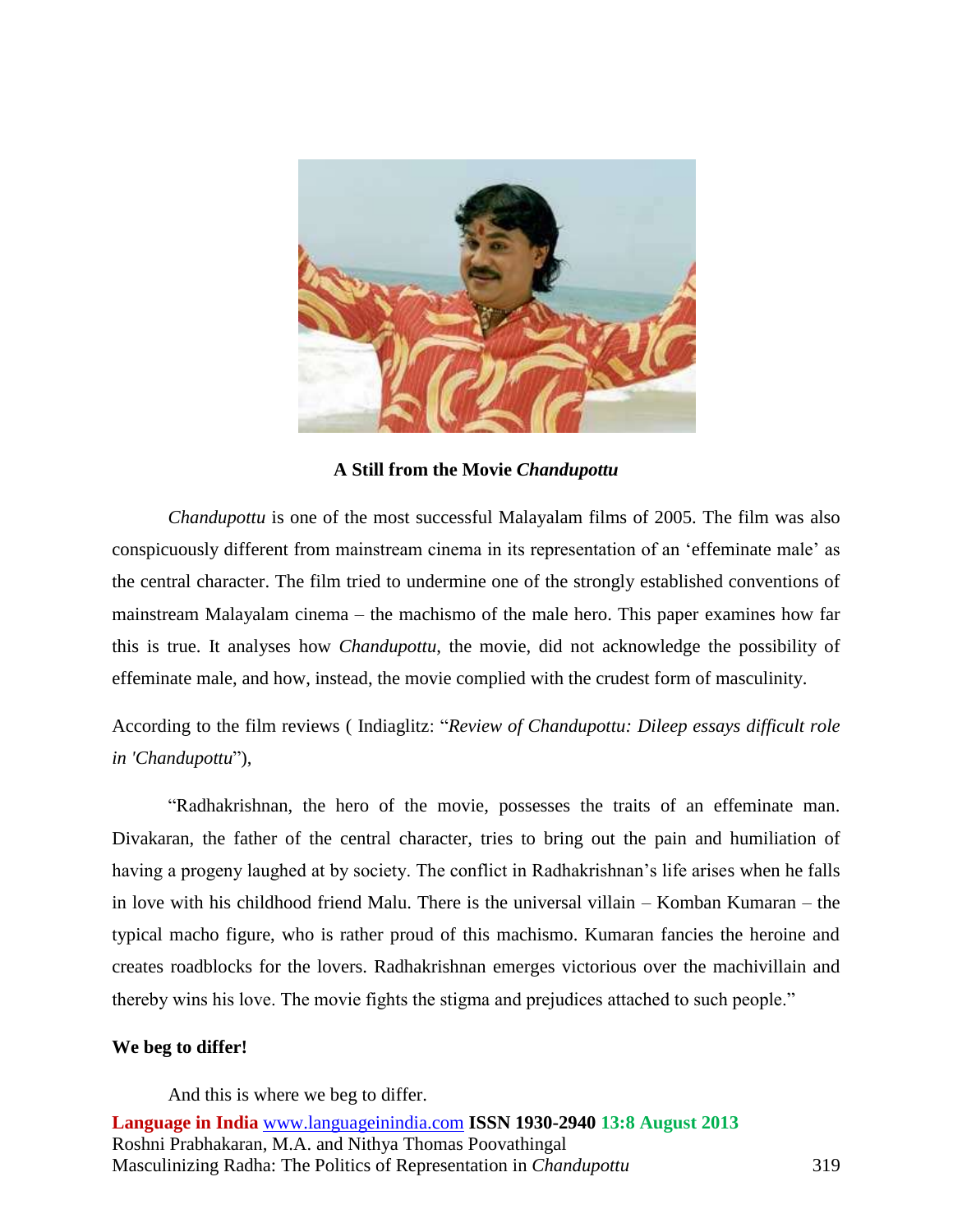**A Still from the Movie *Chandupottu***

*Chandupottu* is one of the most successful Malayalam films of 2005. The film was also conspicuously different from mainstream cinema in its representation of an 'effeminate male' as the central character. The film tried to undermine one of the strongly established conventions of mainstream Malayalam cinema – the machismo of the male hero. This paper examines how far this is true. It analyses how *Chandupottu*, the movie, did not acknowledge the possibility of effeminate male, and how, instead, the movie complied with the crudest form of masculinity.

According to the film reviews ( Indiaglitz: "*Review of Chandupottu: Dileep essays difficult role in 'Chandupottu*"),

"Radhakrishnan, the hero of the movie, possesses the traits of an effeminate man. Divakaran, the father of the central character, tries to bring out the pain and humiliation of having a progeny laughed at by society. The conflict in Radhakrishnan's life arises when he falls in love with his childhood friend Malu. There is the universal villain – Komban Kumaran – the typical macho figure, who is rather proud of this machismo. Kumaran fancies the heroine and creates roadblocks for the lovers. Radhakrishnan emerges victorious over the machivillain and thereby wins his love. The movie fights the stigma and prejudices attached to such people."

**We beg to differ!**

And this is where we beg to differ.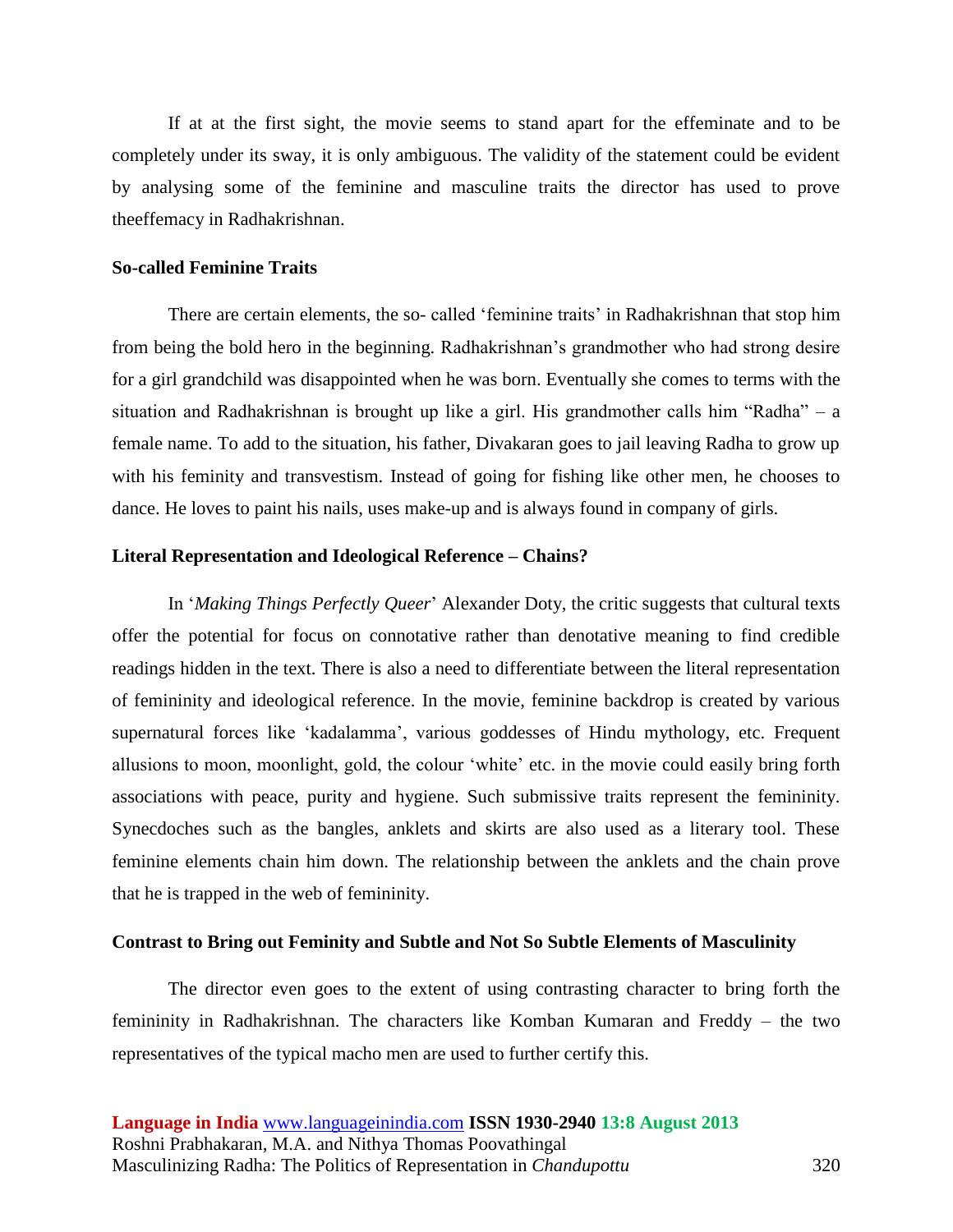If at at the first sight, the movie seems to stand apart for the effeminate and to be completely under its sway, it is only ambiguous. The validity of the statement could be evident by analysing some of the feminine and masculine traits the director has used to prove theeffemacy in Radhakrishnan.

**So-called Feminine Traits**

There are certain elements, the so- called 'feminine traits' in Radhakrishnan that stop him from being the bold hero in the beginning. Radhakrishnan's grandmother who had strong desire for a girl grandchild was disappointed when he was born. Eventually she comes to terms with the situation and Radhakrishnan is brought up like a girl. His grandmother calls him "Radha" – a female name. To add to the situation, his father, Divakaran goes to jail leaving Radha to grow up with his feminity and transvestism. Instead of going for fishing like other men, he chooses to dance. He loves to paint his nails, uses make-up and is always found in company of girls.

**Literal Representation and Ideological Reference – Chains?**

In '*Making Things Perfectly Queer*' Alexander Doty, the critic suggests that cultural texts offer the potential for focus on connotative rather than denotative meaning to find credible readings hidden in the text. There is also a need to differentiate between the literal representation of femininity and ideological reference. In the movie, feminine backdrop is created by various supernatural forces like 'kadalamma', various goddesses of Hindu mythology, etc. Frequent allusions to moon, moonlight, gold, the colour 'white' etc. in the movie could easily bring forth associations with peace, purity and hygiene. Such submissive traits represent the femininity. Synecdoches such as the bangles, anklets and skirts are also used as a literary tool. These feminine elements chain him down. The relationship between the anklets and the chain prove that he is trapped in the web of femininity.

**Contrast to Bring out Feminity and Subtle and Not So Subtle Elements of Masculinity**

The director even goes to the extent of using contrasting character to bring forth the femininity in Radhakrishnan. The characters like Komban Kumaran and Freddy – the two representatives of the typical macho men are used to further certify this.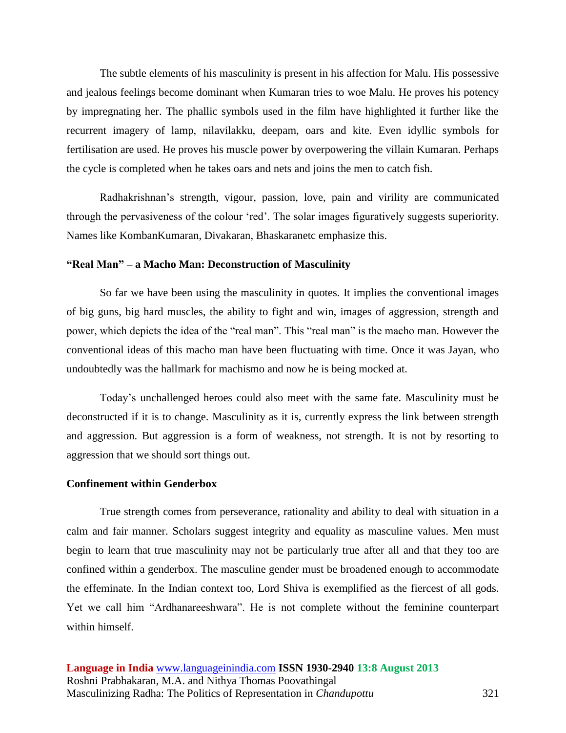The subtle elements of his masculinity is present in his affection for Malu. His possessive and jealous feelings become dominant when Kumaran tries to woe Malu. He proves his potency by impregnating her. The phallic symbols used in the film have highlighted it further like the recurrent imagery of lamp, nilavilakku, deepam, oars and kite. Even idyllic symbols for fertilisation are used. He proves his muscle power by overpowering the villain Kumaran. Perhaps the cycle is completed when he takes oars and nets and joins the men to catch fish.

Radhakrishnan's strength, vigour, passion, love, pain and virility are communicated through the pervasiveness of the colour 'red'. The solar images figuratively suggests superiority. Names like KombanKumaran, Divakaran, Bhaskaranetc emphasize this.

### "Real Man" – a Macho Man: Deconstruction of Masculinity

So far we have been using the masculinity in quotes. It implies the conventional images of big guns, big hard muscles, the ability to fight and win, images of aggression, strength and power, which depicts the idea of the "real man". This "real man" is the macho man. However the conventional ideas of this macho man have been fluctuating with time. Once it was Jayan, who undoubtedly was the hallmark for machismo and now he is being mocked at.

Today's unchallenged heroes could also meet with the same fate. Masculinity must be deconstructed if it is to change. Masculinity as it is, currently express the link between strength and aggression. But aggression is a form of weakness, not strength. It is not by resorting to aggression that we should sort things out.

### Confinement within Genderbox

True strength comes from perseverance, rationality and ability to deal with situation in a calm and fair manner. Scholars suggest integrity and equality as masculine values. Men must begin to learn that true masculinity may not be particularly true after all and that they too are confined within a genderbox. The masculine gender must be broadened enough to accommodate the effeminate. In the Indian context too, Lord Shiva is exemplified as the fiercest of all gods. Yet we call him "Ardhanareeshwara". He is not complete without the feminine counterpart within himself.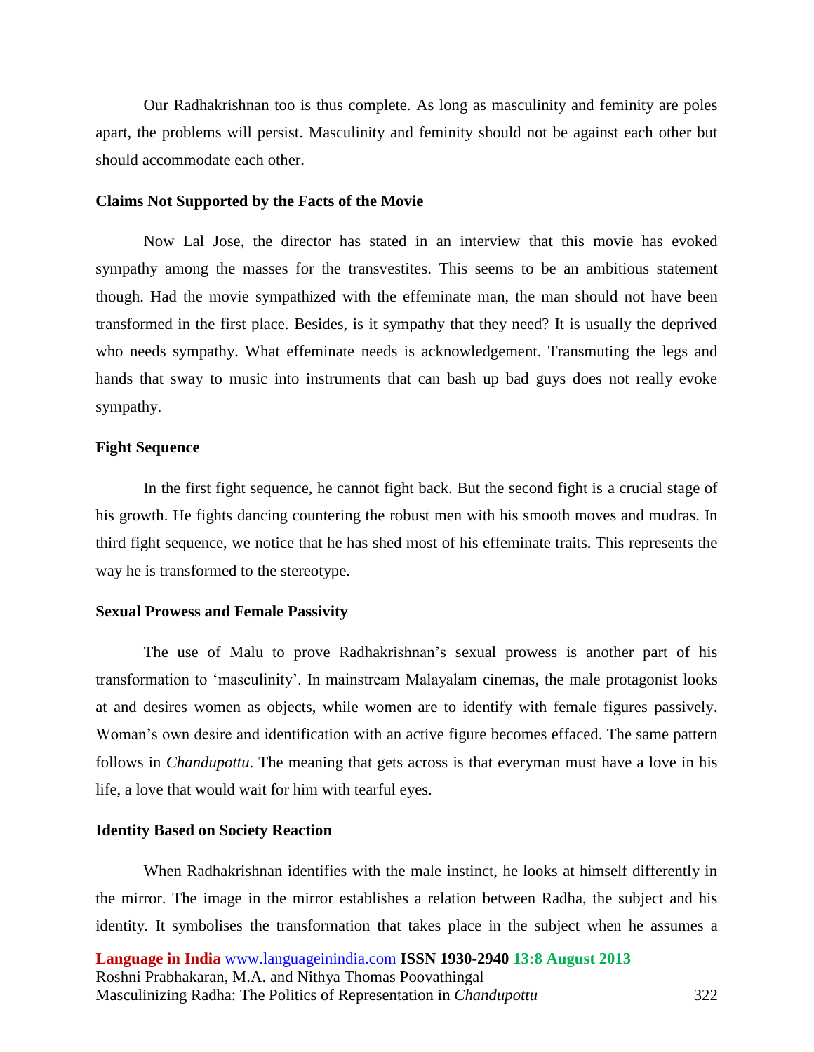Our Radhakrishnan too is thus complete. As long as masculinity and feminity are poles apart, the problems will persist. Masculinity and feminity should not be against each other but should accommodate each other.

### Claims Not Supported by the Facts of the Movie

Now Lal Jose, the director has stated in an interview that this movie has evoked sympathy among the masses for the transvestites. This seems to be an ambitious statement though. Had the movie sympathized with the effeminate man, the man should not have been transformed in the first place. Besides, is it sympathy that they need? It is usually the deprived who needs sympathy. What effeminate needs is acknowledgement. Transmuting the legs and hands that sway to music into instruments that can bash up bad guys does not really evoke sympathy.

### Fight Sequence

In the first fight sequence, he cannot fight back. But the second fight is a crucial stage of his growth. He fights dancing countering the robust men with his smooth moves and mudras. In third fight sequence, we notice that he has shed most of his effeminate traits. This represents the way he is transformed to the stereotype.

### Sexual Prowess and Female Passivity

The use of Malu to prove Radhakrishnan's sexual prowess is another part of his transformation to 'masculinity'. In mainstream Malayalam cinemas, the male protagonist looks at and desires women as objects, while women are to identify with female figures passively. Woman's own desire and identification with an active figure becomes effaced. The same pattern follows in *Chandupottu*. The meaning that gets across is that everyman must have a love in his life, a love that would wait for him with tearful eyes.

### Identity Based on Society Reaction

When Radhakrishnan identifies with the male instinct, he looks at himself differently in the mirror. The image in the mirror establishes a relation between Radha, the subject and his identity. It symbolises the transformation that takes place in the subject when he assumes a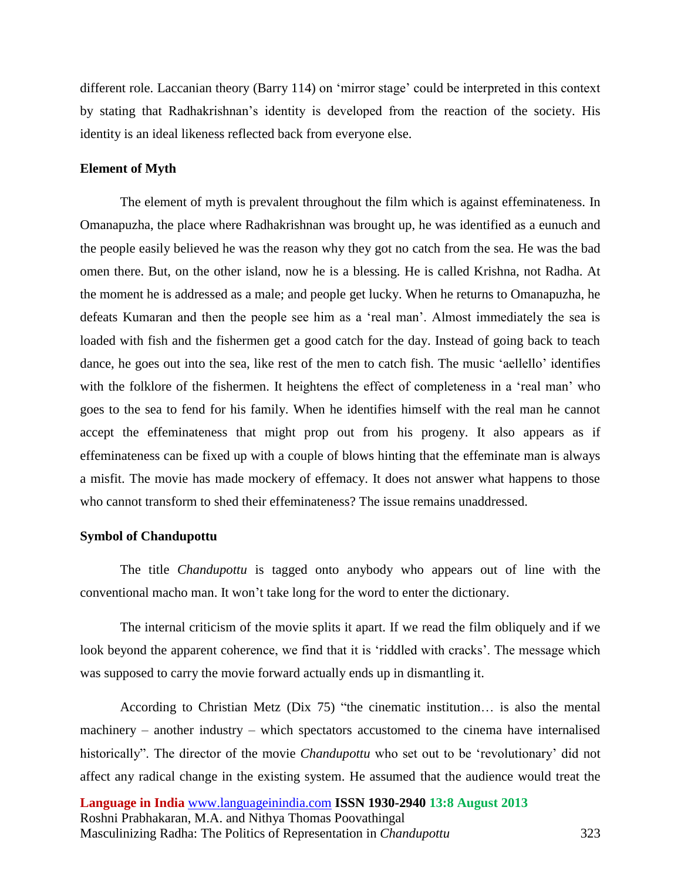different role. Laccanian theory (Barry 114) on 'mirror stage' could be interpreted in this context by stating that Radhakrishnan's identity is developed from the reaction of the society. His identity is an ideal likeness reflected back from everyone else.

## Element of Myth

The element of myth is prevalent throughout the film which is against effeminateness. In Omanapuzha, the place where Radhakrishnan was brought up, he was identified as a eunuch and the people easily believed he was the reason why they got no catch from the sea. He was the bad omen there. But, on the other island, now he is a blessing. He is called Krishna, not Radha. At the moment he is addressed as a male; and people get lucky. When he returns to Omanapuzha, he defeats Kumaran and then the people see him as a 'real man'. Almost immediately the sea is loaded with fish and the fishermen get a good catch for the day. Instead of going back to teach dance, he goes out into the sea, like rest of the men to catch fish. The music 'aellello' identifies with the folklore of the fishermen. It heightens the effect of completeness in a 'real man' who goes to the sea to fend for his family. When he identifies himself with the real man he cannot accept the effeminateness that might prop out from his progeny. It also appears as if effeminateness can be fixed up with a couple of blows hinting that the effeminate man is always a misfit. The movie has made mockery of effemacy. It does not answer what happens to those who cannot transform to shed their effeminateness? The issue remains unaddressed.

## Symbol of Chandupottu

The title *Chandupottu* is tagged onto anybody who appears out of line with the conventional macho man. It won't take long for the word to enter the dictionary.

The internal criticism of the movie splits it apart. If we read the film obliquely and if we look beyond the apparent coherence, we find that it is 'riddled with cracks'. The message which was supposed to carry the movie forward actually ends up in dismantling it.

According to Christian Metz (Dix 75) "the cinematic institution… is also the mental machinery – another industry – which spectators accustomed to the cinema have internalised historically". The director of the movie *Chandupottu* who set out to be 'revolutionary' did not affect any radical change in the existing system. He assumed that the audience would treat the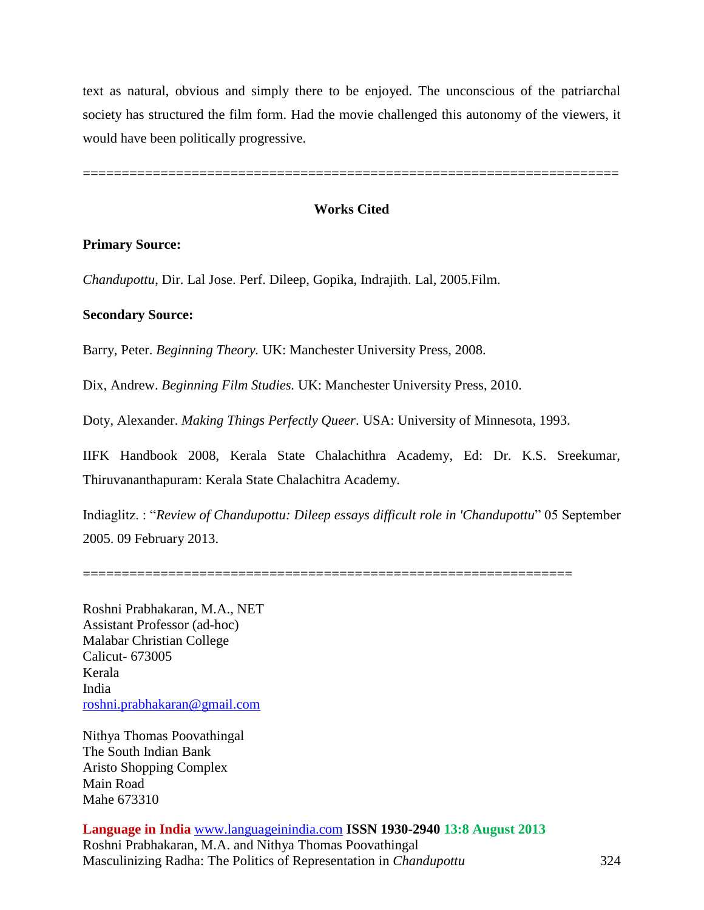text as natural, obvious and simply there to be enjoyed. The unconscious of the patriarchal society has structured the film form. Had the movie challenged this autonomy of the viewers, it would have been politically progressive.

==================================================================

## Works Cited

**Primary Source:**

*Chandupottu*, Dir. Lal Jose. Perf. Dileep, Gopika, Indrajith. Lal, 2005.Film.

**Secondary Source:**

Barry, Peter. *Beginning Theory.* UK: Manchester University Press, 2008.

Dix, Andrew. *Beginning Film Studies.* UK: Manchester University Press, 2010.

Doty, Alexander. *Making Things Perfectly Queer*. USA: University of Minnesota, 1993.

IIFK Handbook 2008, Kerala State Chalachithra Academy, Ed: Dr. K.S. Sreekumar, Thiruvananthapuram: Kerala State Chalachitra Academy.

Indiaglitz. : "*Review of Chandupottu: Dileep essays difficult role in 'Chandupottu*" 05 September 2005. 09 February 2013.

==============================================================

Roshni Prabhakaran, M.A., NET  
Assistant Professor (ad-hoc)  
Malabar Christian College  
Calicut- 673005  
Kerala  
India  
roshni.prabhakaran@gmail.com

Nithya Thomas Poovathingal  
The South Indian Bank  
Aristo Shopping Complex  
Main Road  
Mahe 673310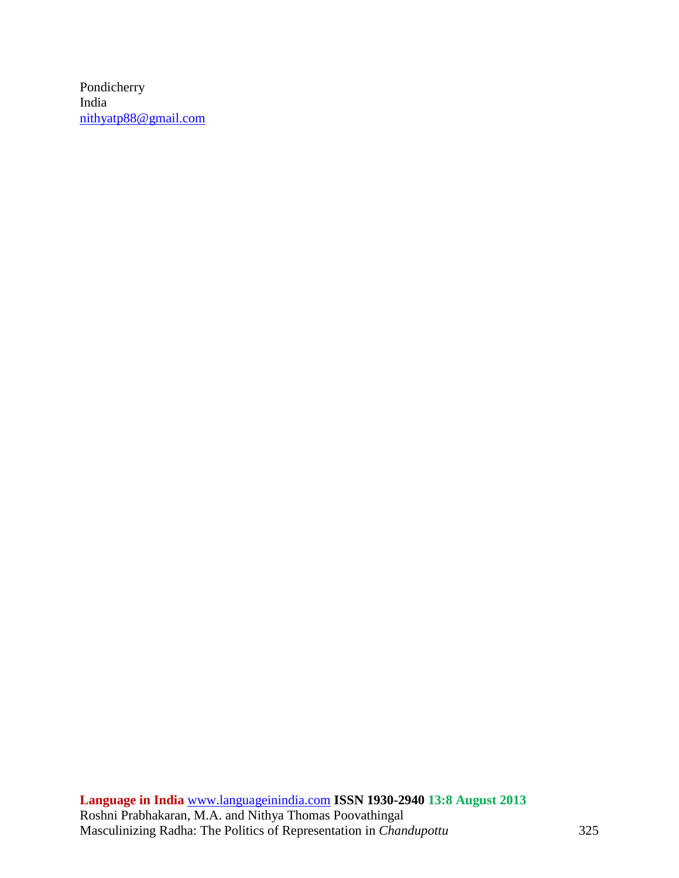Pondicherry
India
nithyatp88@gmail.com